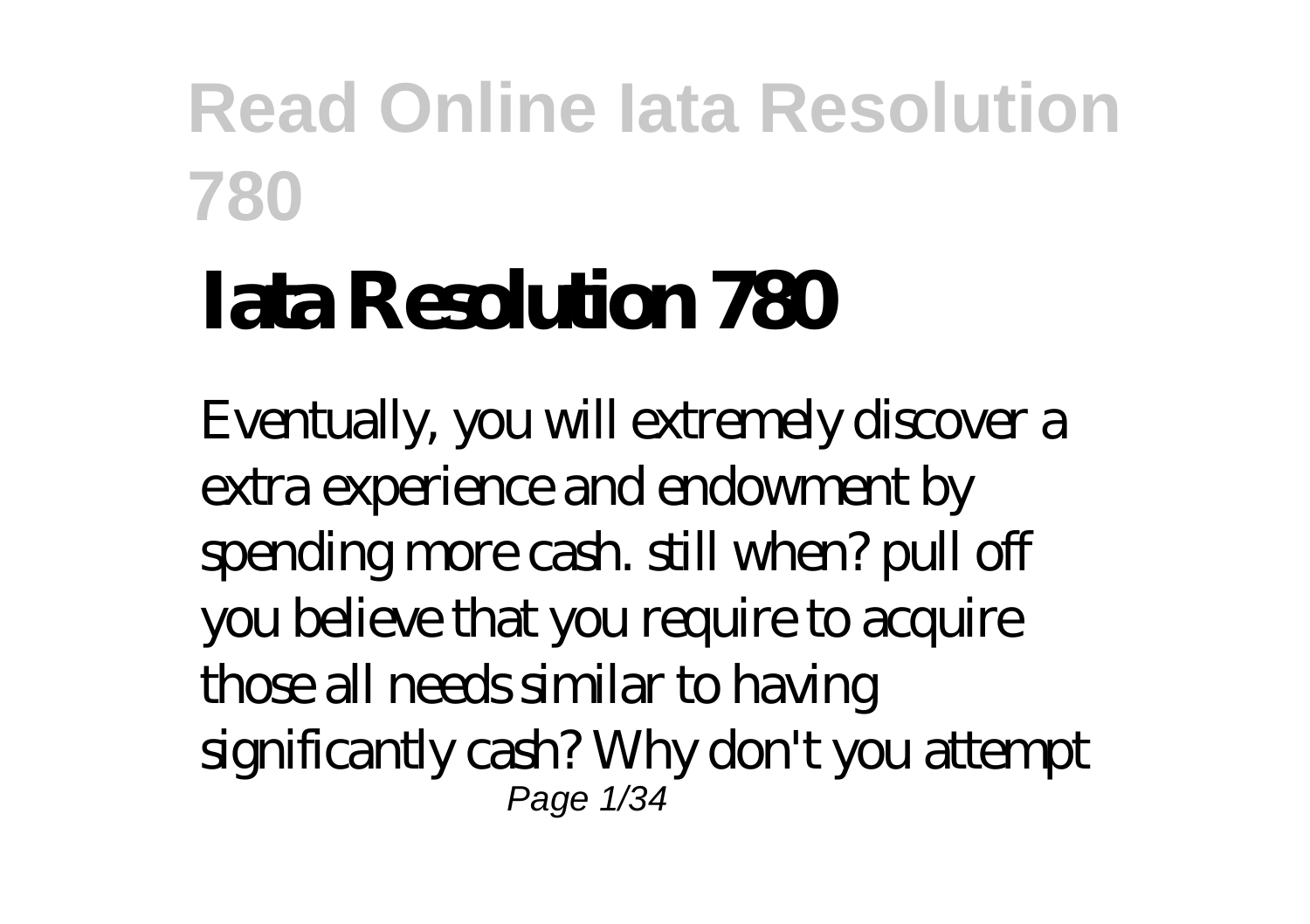# Iata Resolution 780

Eventually, you will extremely discover a extra experience and endowment by spending more cash. still when? pull off you believe that you require to acquire those all needs similar to having significantly cash? Why don't you attempt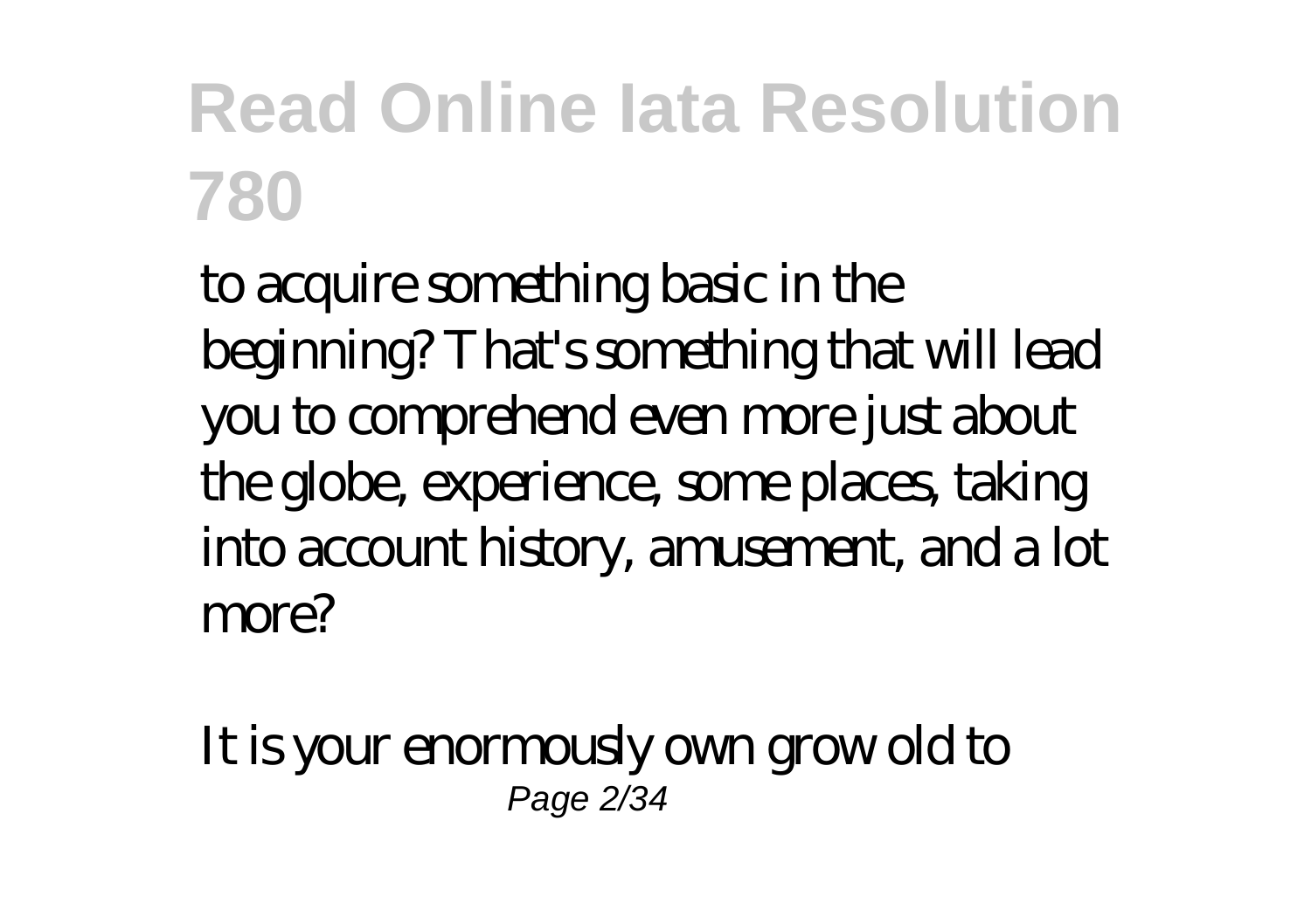to acquire something basic in the beginning? That's something that will lead you to comprehend even more just about the globe, experience, some places, taking into account history, amusement, and a lot more?

It is your enormously own grow old to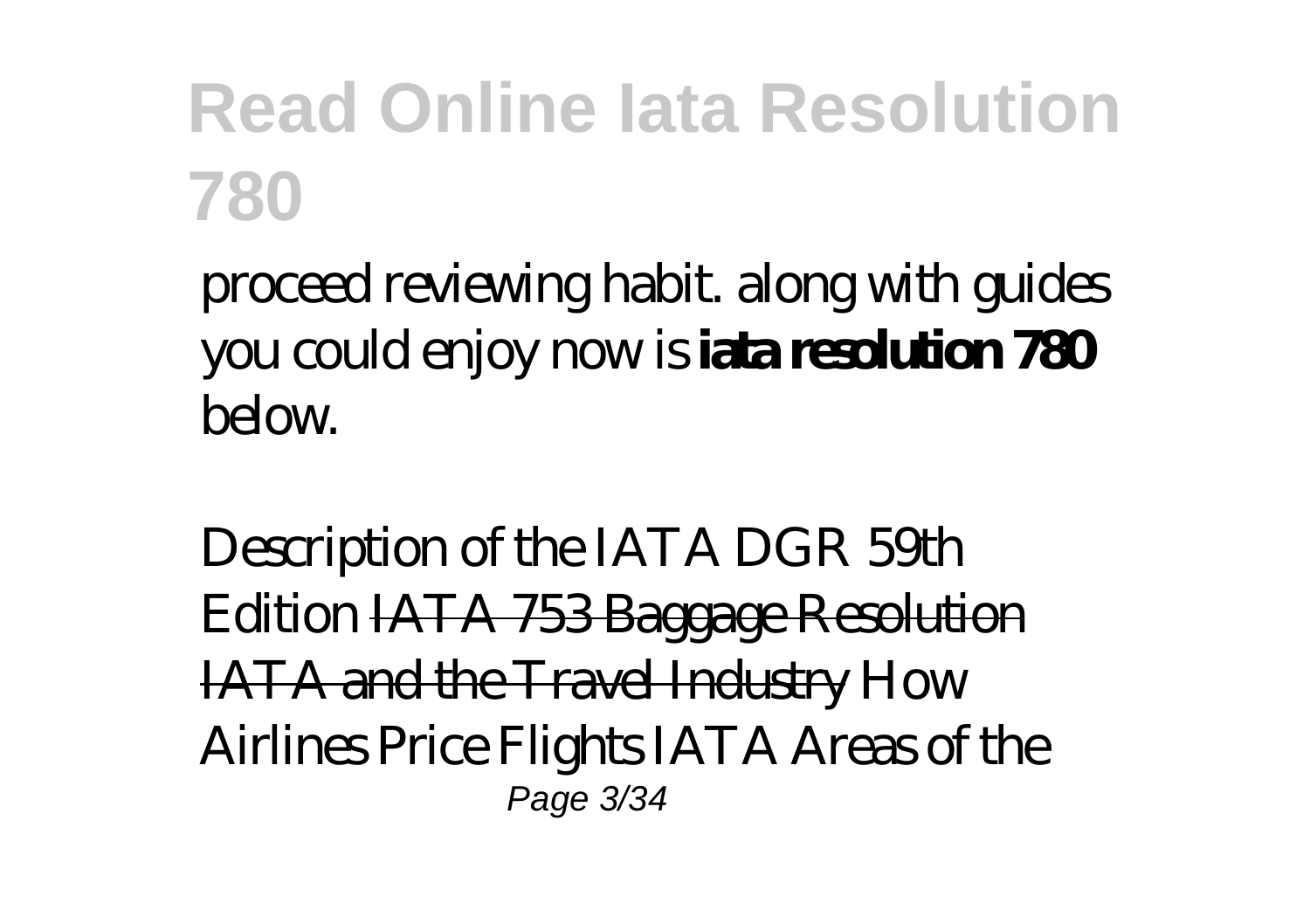proceed reviewing habit. along with guides you could enjoy now is **iata resolution 780** below.

*Description of the IATA DGR 59th Edition* ~~IATA 753 Baggage Resolution~~ ~~IATA and the Travel Industry~~ *How Airlines Price Flights IATA Areas of the*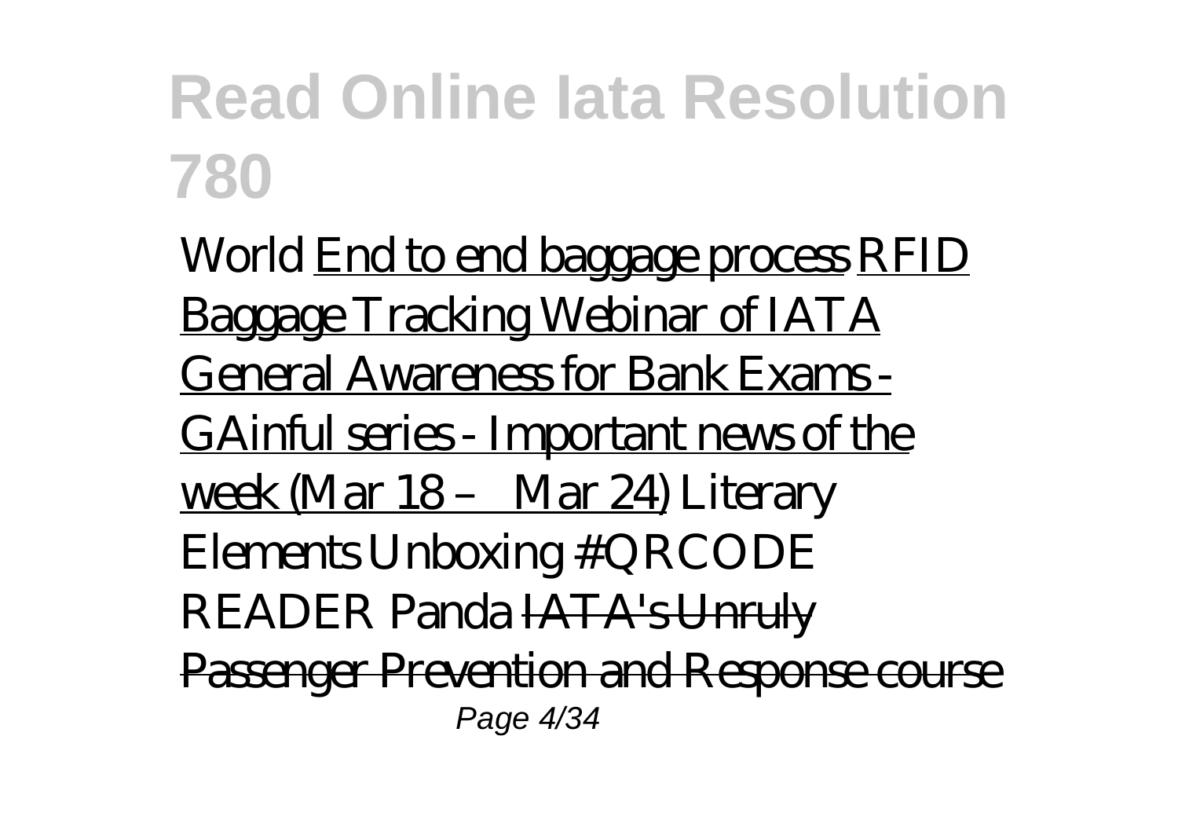*World* End to end baggage process RFID Baggage Tracking Webinar of IATA General Awareness for Bank Exams - GAinful series - Important news of the week (Mar 18 – Mar 24) *Literary Elements Unboxing #QRCODE READER Panda* ~~IATA's Unruly Passenger Prevention and Response course~~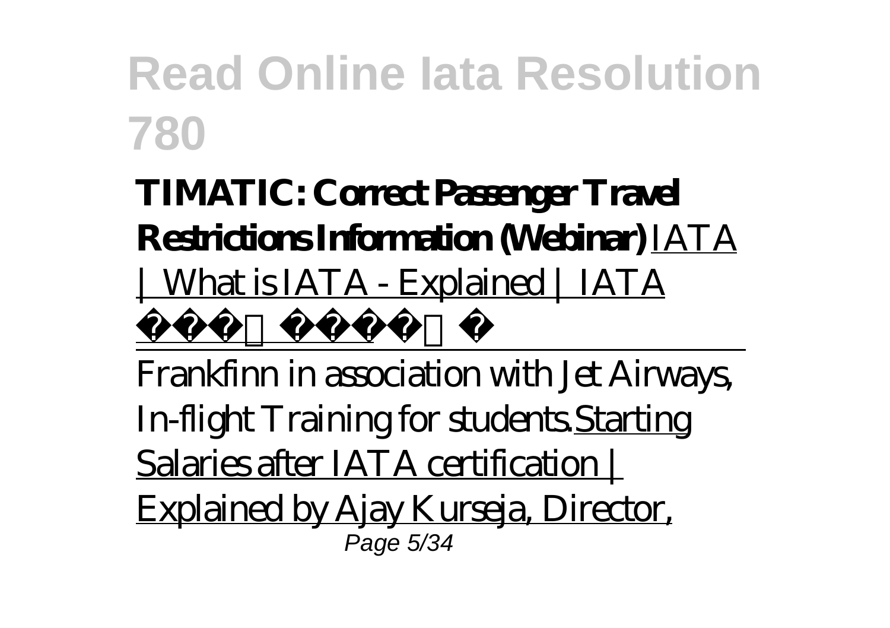**TIMATIC: Correct Passenger Travel Restrictions Information (Webinar)** IATA | What is IATA - Explained | IATA 

Frankfinn in association with Jet Airways, In-flight Training for students.Starting Salaries after IATA certification | Explained by Ajay Kurseja, Director,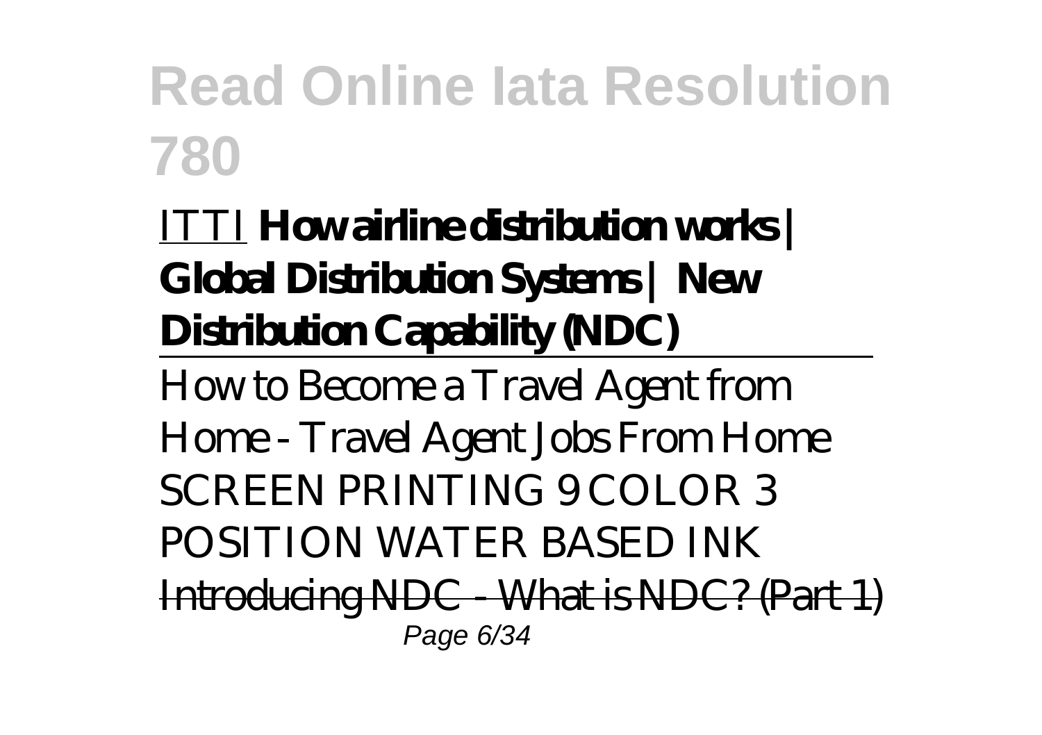ITTI **How airline distribution works | Global Distribution Systems | New Distribution Capability (NDC)**

How to Become a Travel Agent from Home - Travel Agent Jobs From Home

*SCREEN PRINTING 9 COLOR 3 POSITION WATER BASED INK*

~~Introducing NDC - What is NDC? (Part 1)~~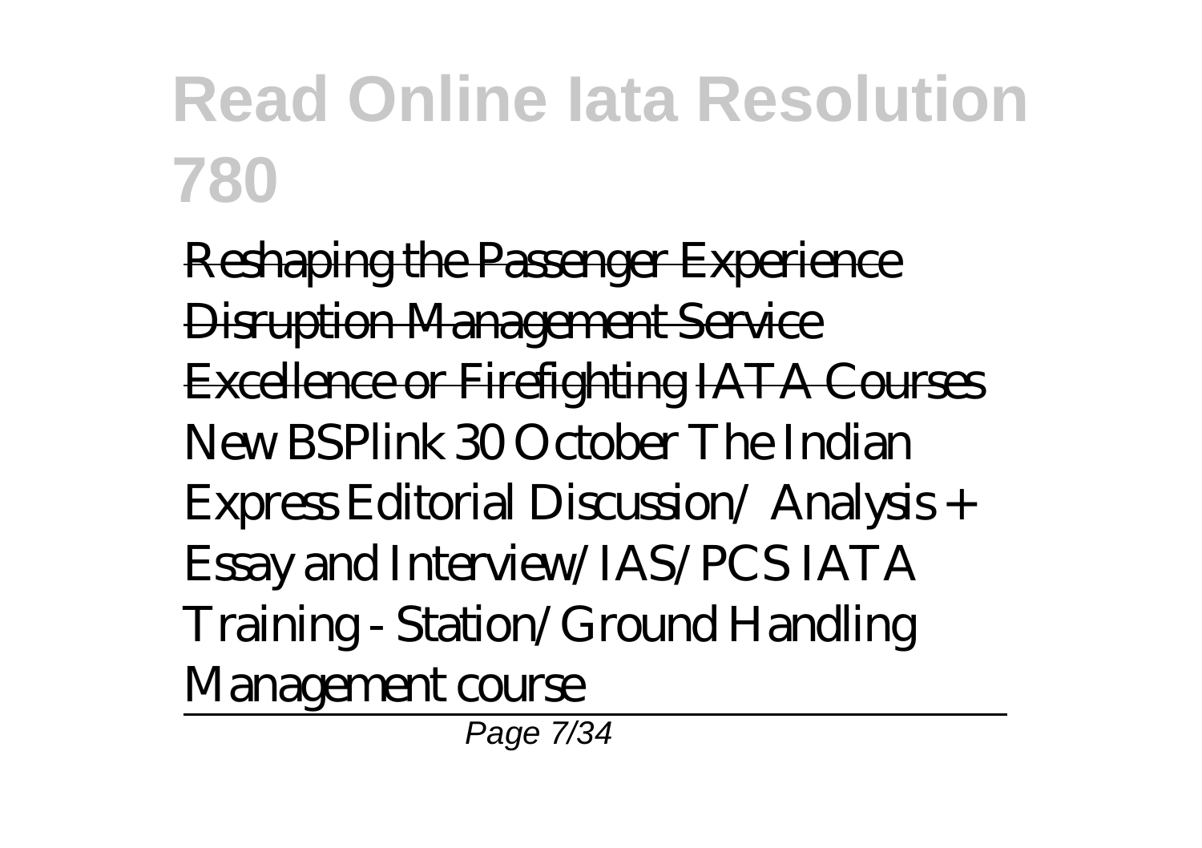Reshaping the Passenger Experience Disruption Management Service Excellence or Firefighting IATA Courses *New BSPlink 30 October The Indian Express Editorial Discussion/ Analysis + Essay and Interview/IAS/PCS IATA Training - Station/Ground Handling Management course*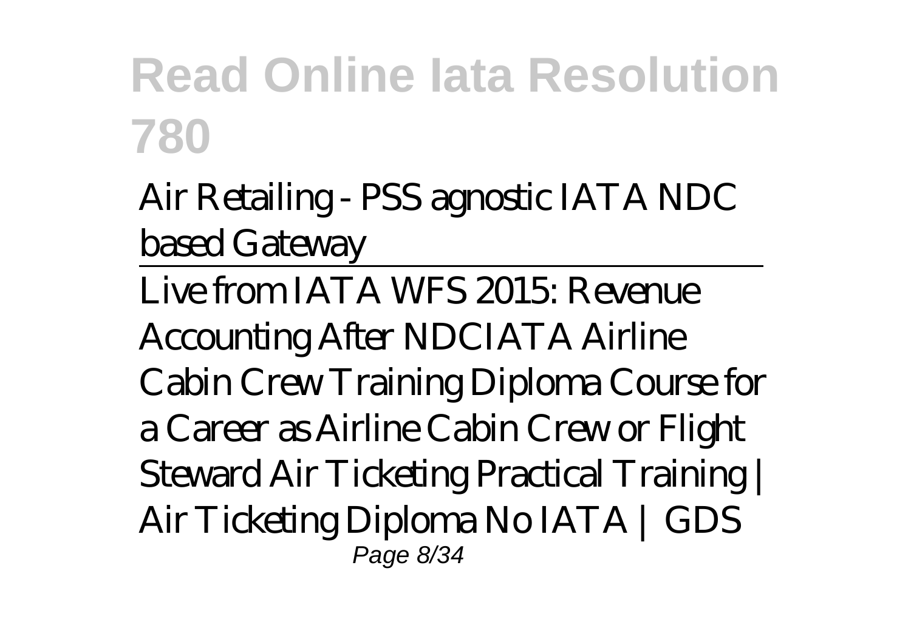*Air Retailing - PSS agnostic IATA NDC based Gateway*

*Live from IATA WFS 2015: Revenue Accounting After NDC* *IATA Airline Cabin Crew Training Diploma Course for a Career as Airline Cabin Crew or Flight Steward* *Air Ticketing Practical Training | Air Ticketing Diploma No IATA | GDS*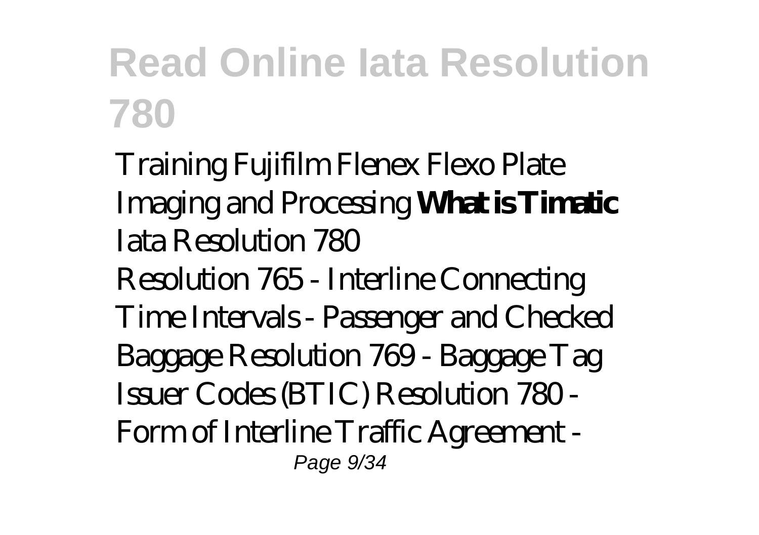Training Fujifilm Flenex Flexo Plate Imaging and Processing **What is Timatic**

Iata Resolution 780

Resolution 765 - Interline Connecting Time Intervals - Passenger and Checked Baggage Resolution 769 - Baggage Tag Issuer Codes (BTIC) Resolution 780 - Form of Interline Traffic Agreement -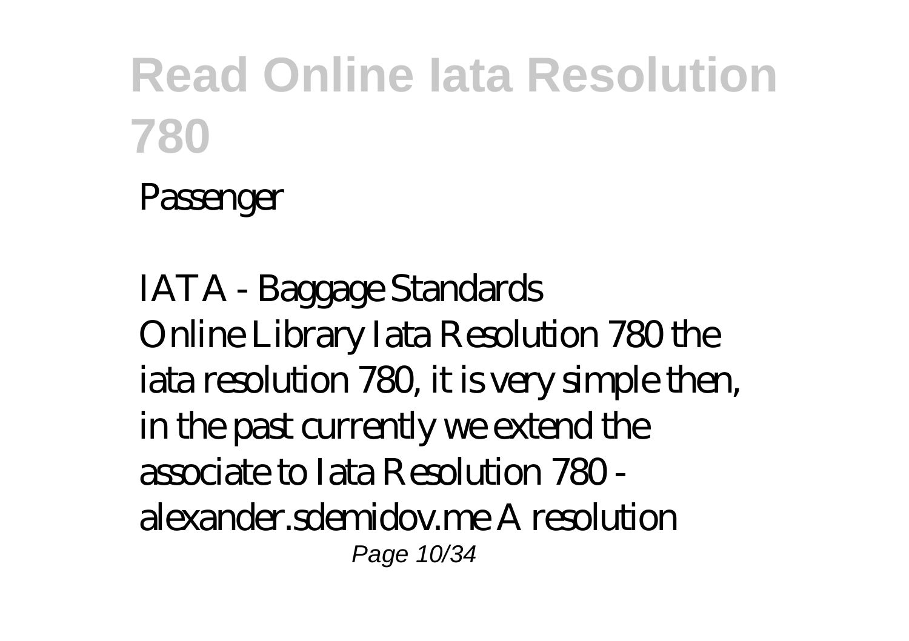Passenger

IATA - Baggage Standards
Online Library Iata Resolution 780 the iata resolution 780, it is very simple then, in the past currently we extend the associate to Iata Resolution 780 - alexander.sdemidov.me A resolution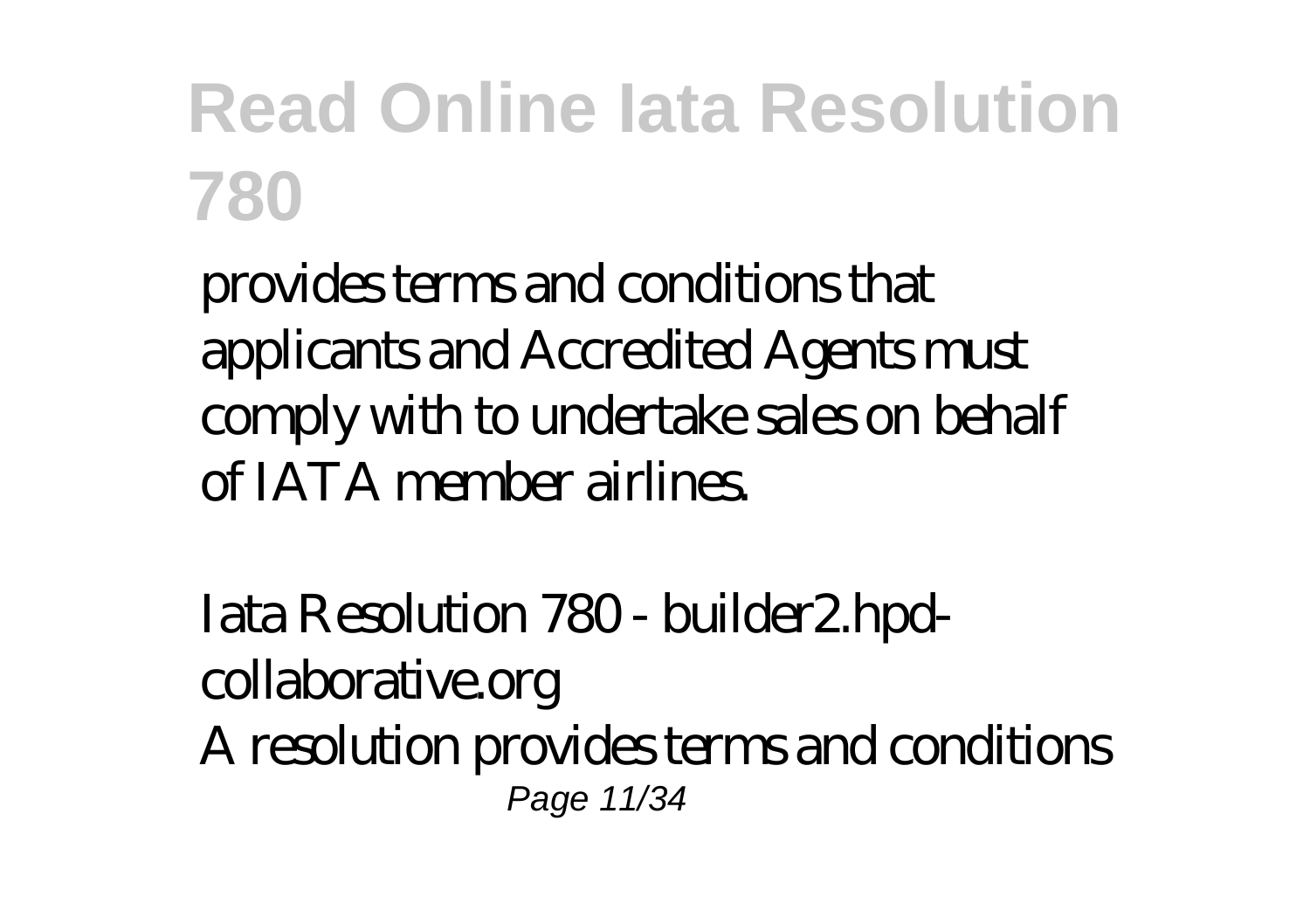provides terms and conditions that applicants and Accredited Agents must comply with to undertake sales on behalf of IATA member airlines.

*Iata Resolution 780 - builder2.hpd-collaborative.org*

A resolution provides terms and conditions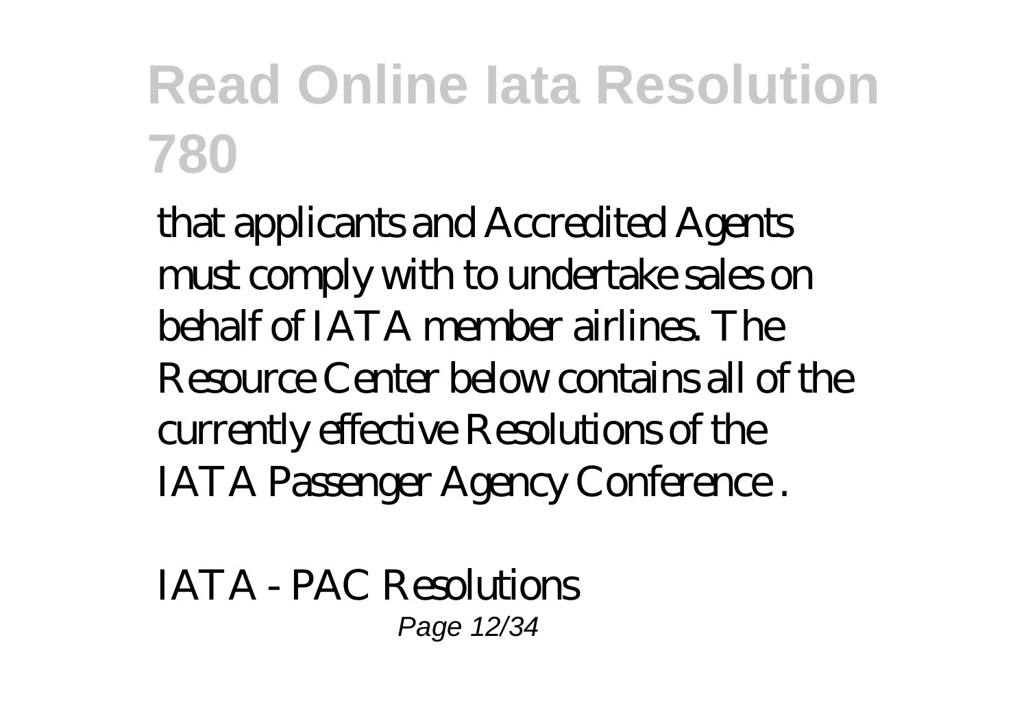that applicants and Accredited Agents must comply with to undertake sales on behalf of IATA member airlines. The Resource Center below contains all of the currently effective Resolutions of the IATA Passenger Agency Conference .

*IATA - PAC Resolutions*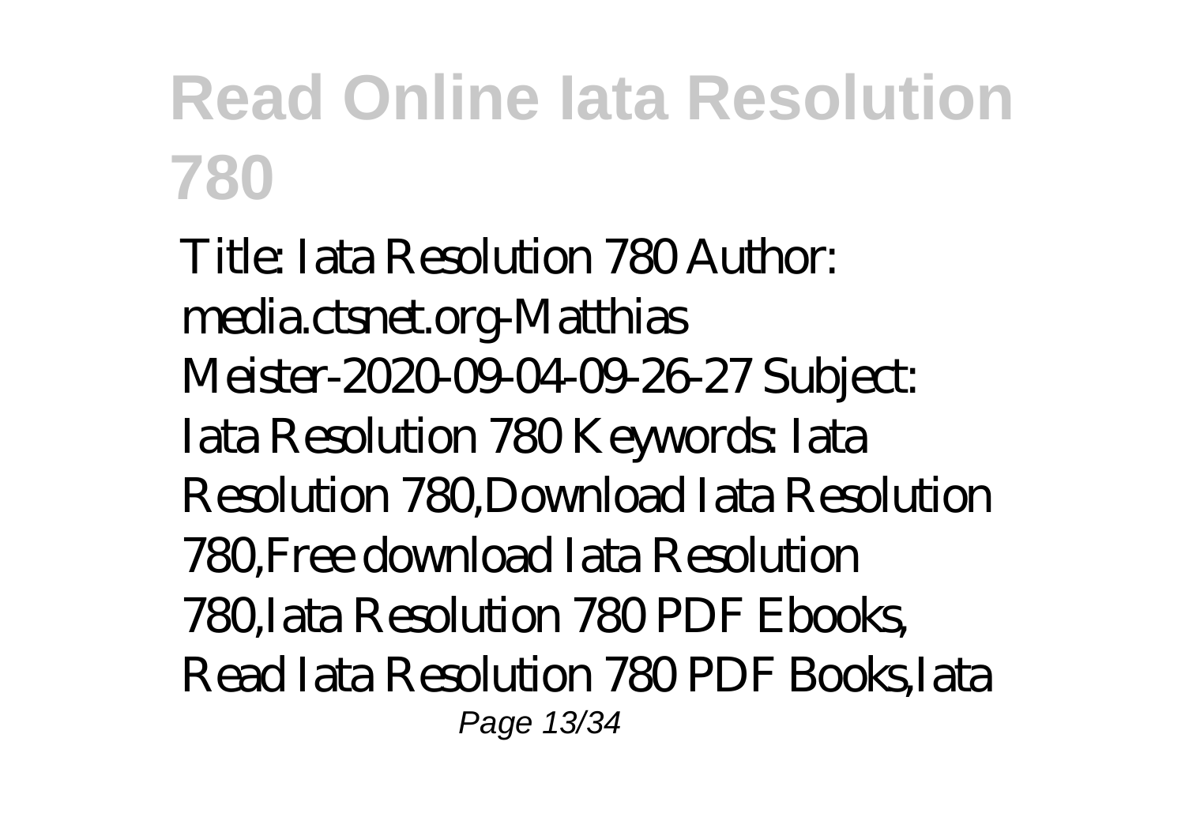# Read Online Iata Resolution 780

Title: Iata Resolution 780 Author: media.ctsnet.org-Matthias Meister-2020-09-04-09-26-27 Subject: Iata Resolution 780 Keywords: Iata Resolution 780,Download Iata Resolution 780,Free download Iata Resolution 780,Iata Resolution 780 PDF Ebooks, Read Iata Resolution 780 PDF Books,Iata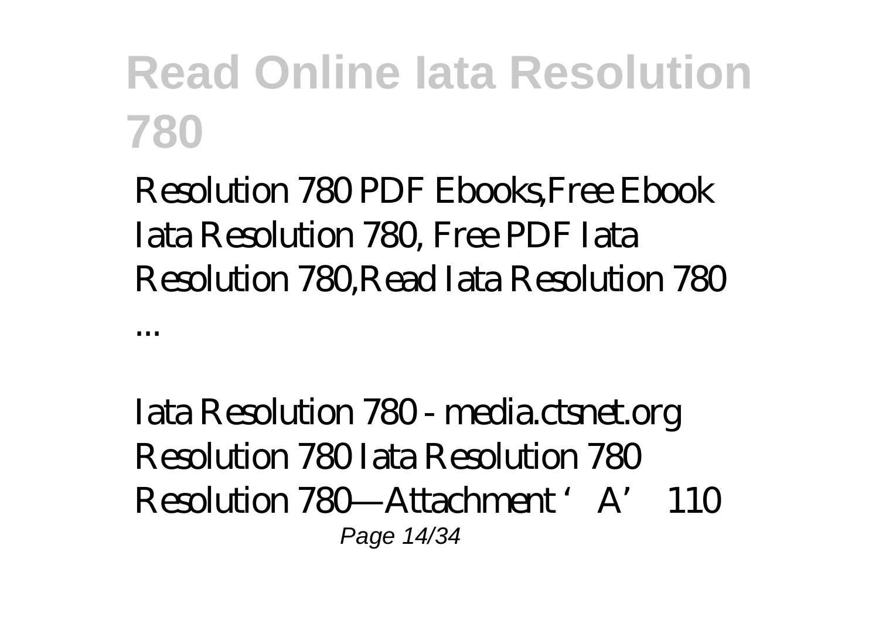Resolution 780 PDF Ebooks,Free Ebook Iata Resolution 780, Free PDF Iata Resolution 780,Read Iata Resolution 780 ...

Iata Resolution 780 - media.ctsnet.org
Resolution 780 Iata Resolution 780 Resolution 780—Attachment 'A' 110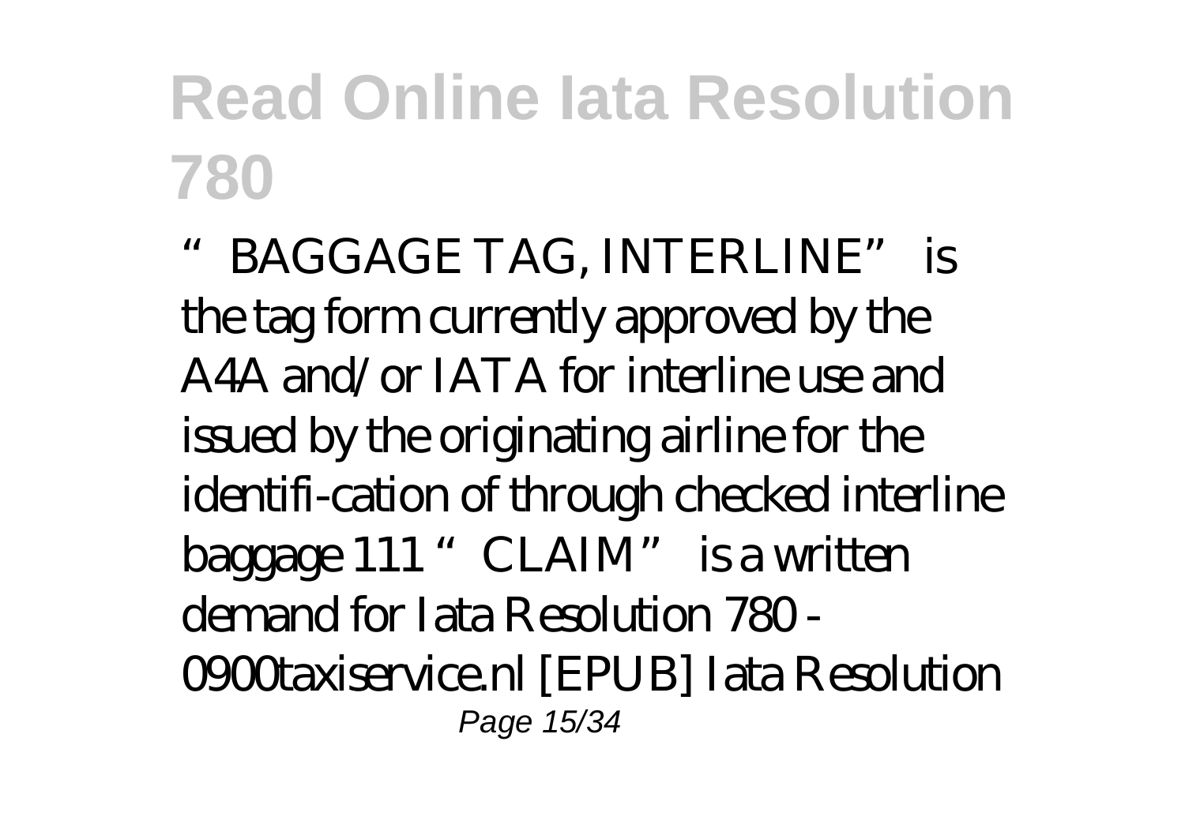# Read Online Iata Resolution 780

"BAGGAGE TAG, INTERLINE" is the tag form currently approved by the A4A and/or IATA for interline use and issued by the originating airline for the identifi-cation of through checked interline baggage 111 "CLAIM" is a written demand for Iata Resolution 780 - 0900taxiservice.nl [EPUB] Iata Resolution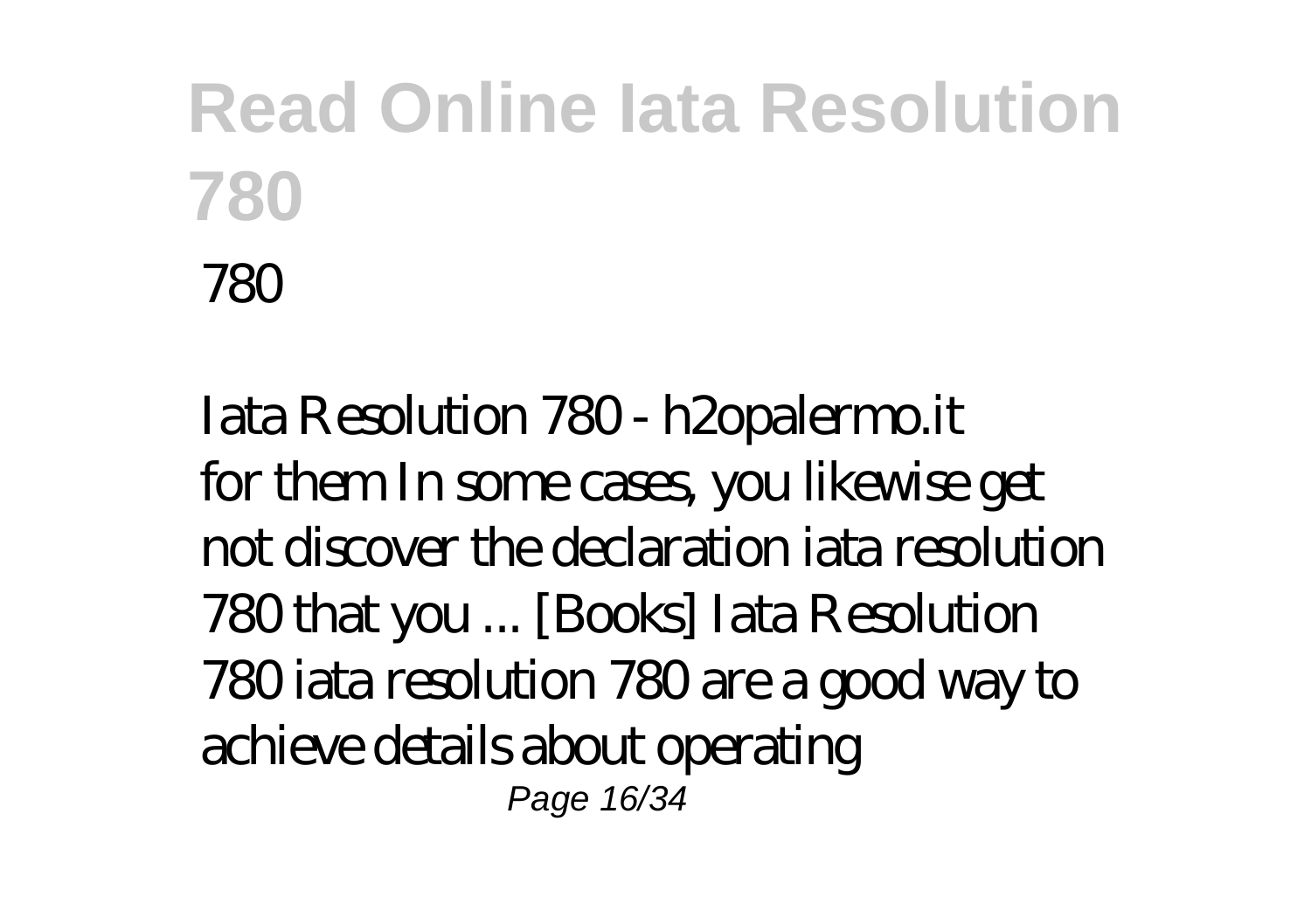780

Iata Resolution 780 - h2opalermo.it
for them In some cases, you likewise get not discover the declaration iata resolution 780 that you ... [Books] Iata Resolution 780 iata resolution 780 are a good way to achieve details about operating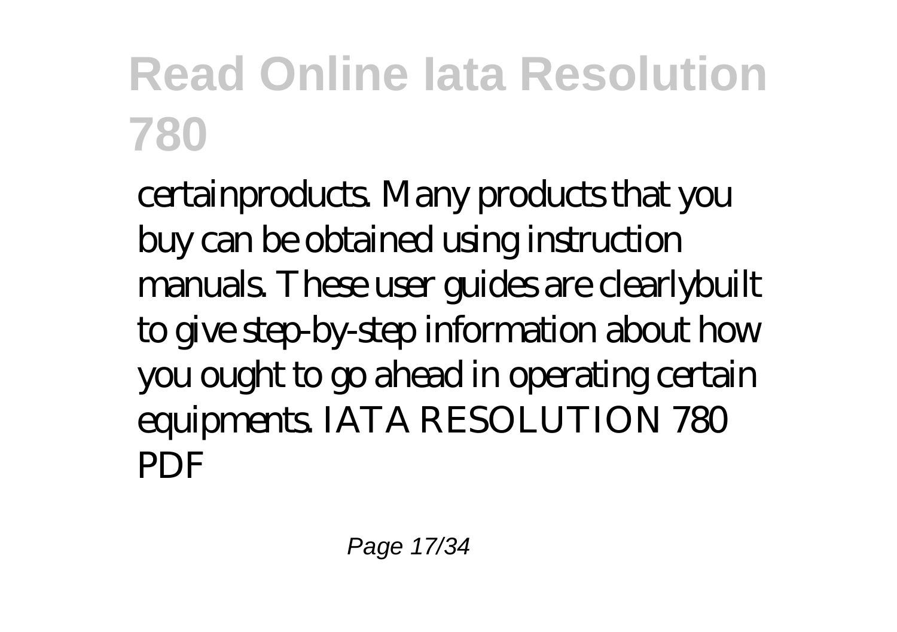certainproducts. Many products that you buy can be obtained using instruction manuals. These user guides are clearlybuilt to give step-by-step information about how you ought to go ahead in operating certain equipments. IATA RESOLUTION 780 PDF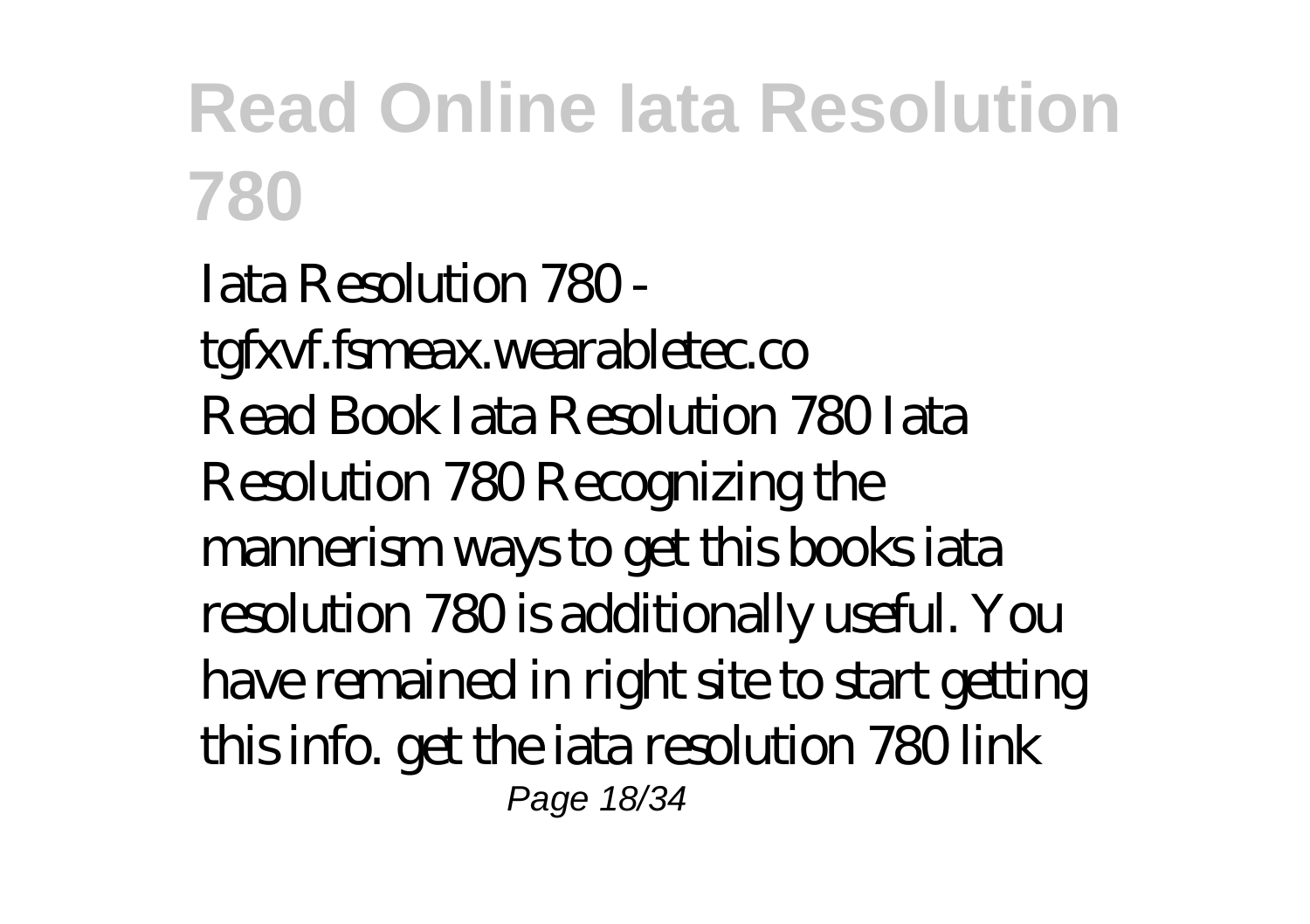Iata Resolution 780 - tgfxvf.fsmeax.wearabletec.co

Read Book Iata Resolution 780 Iata Resolution 780 Recognizing the mannerism ways to get this books iata resolution 780 is additionally useful. You have remained in right site to start getting this info. get the iata resolution 780 link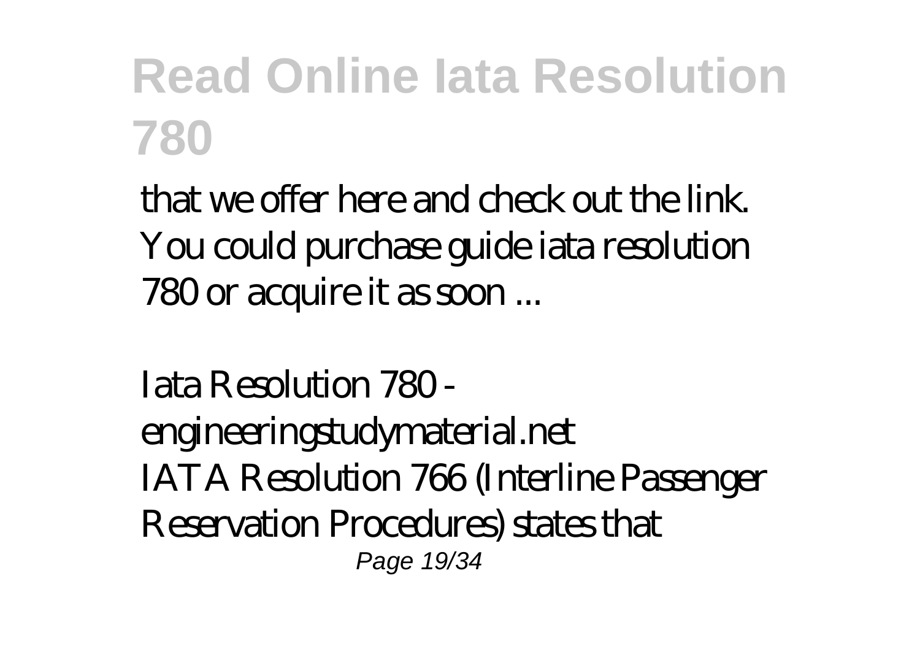that we offer here and check out the link. You could purchase guide iata resolution 780 or acquire it as soon ...

*Iata Resolution 780 - engineeringstudymaterial.net*

IATA Resolution 766 (Interline Passenger Reservation Procedures) states that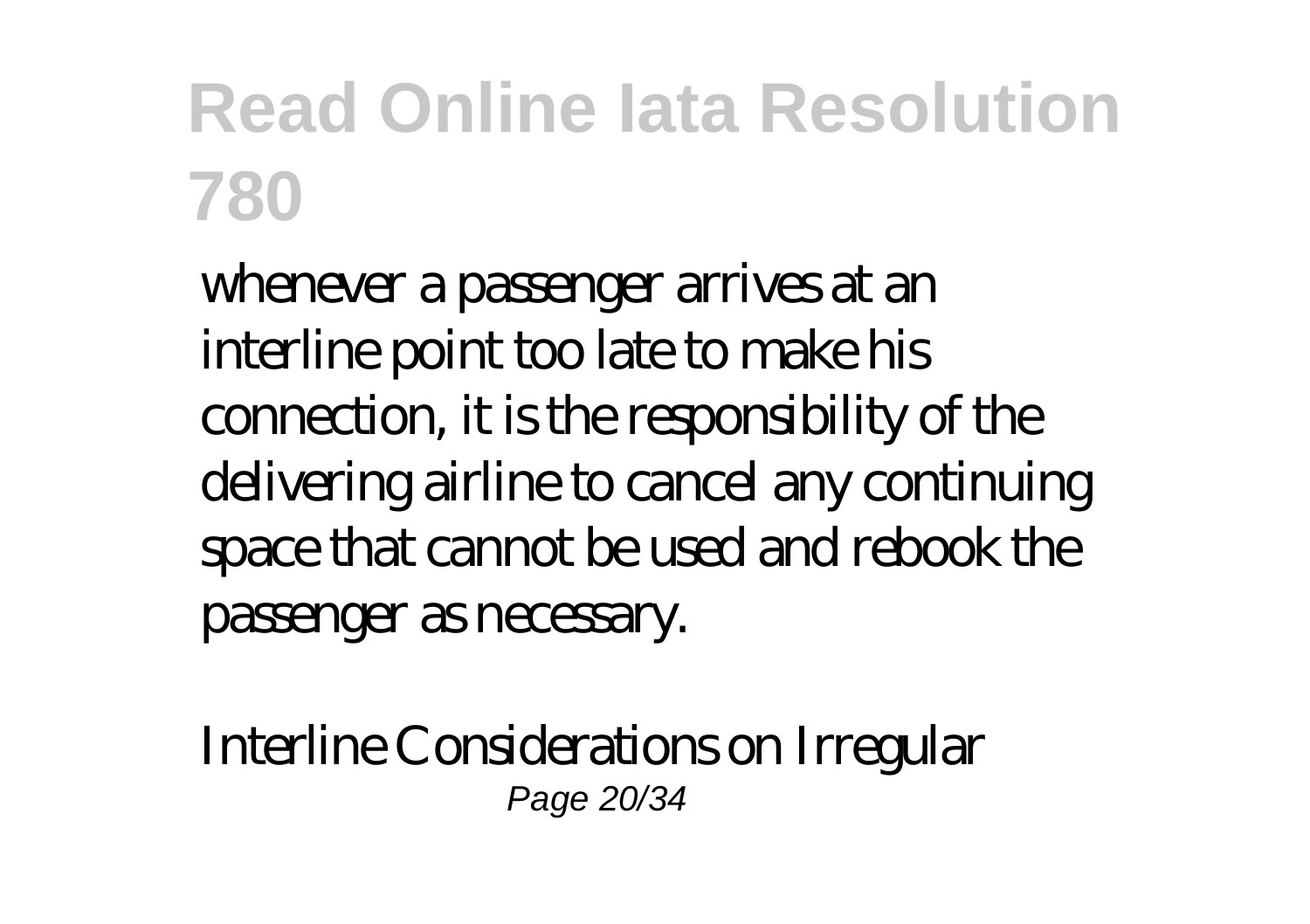whenever a passenger arrives at an interline point too late to make his connection, it is the responsibility of the delivering airline to cancel any continuing space that cannot be used and rebook the passenger as necessary.

Interline Considerations on Irregular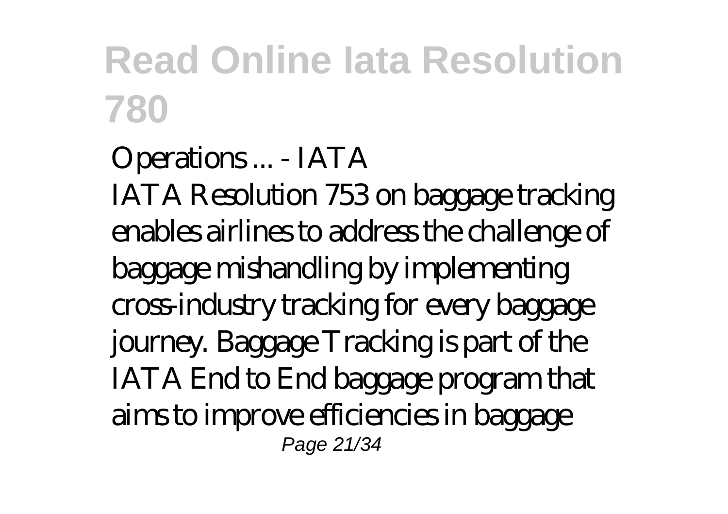Operations ... - IATA
IATA Resolution 753 on baggage tracking enables airlines to address the challenge of baggage mishandling by implementing cross-industry tracking for every baggage journey. Baggage Tracking is part of the IATA End to End baggage program that aims to improve efficiencies in baggage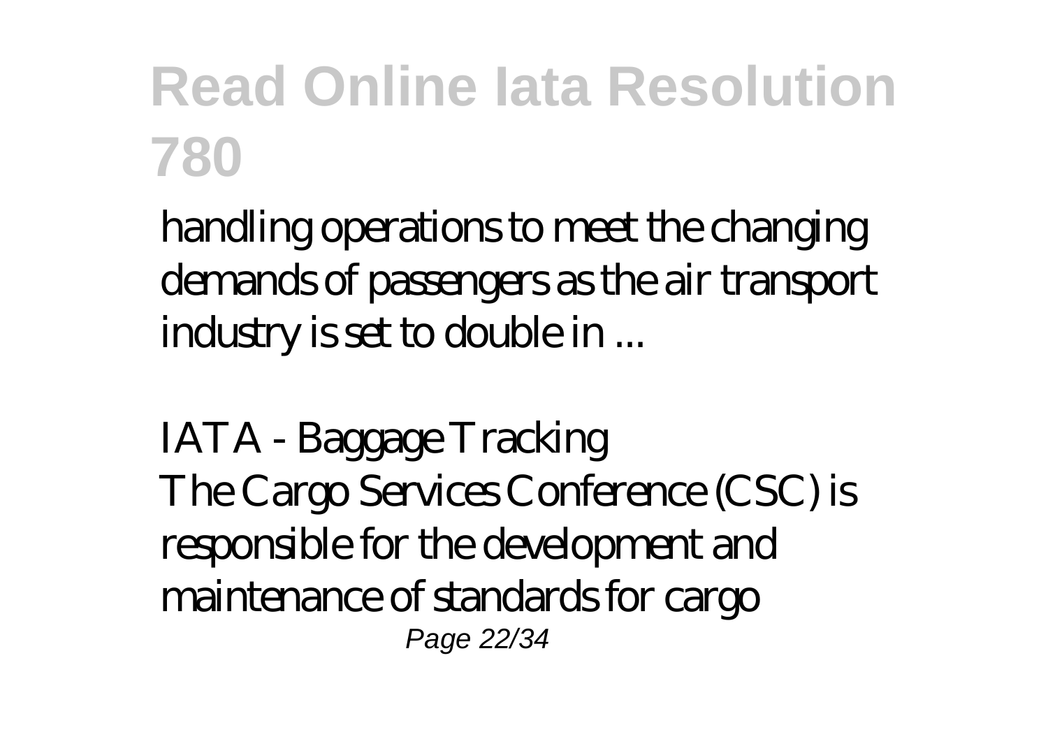handling operations to meet the changing demands of passengers as the air transport industry is set to double in ...

*IATA - Baggage Tracking*
The Cargo Services Conference (CSC) is responsible for the development and maintenance of standards for cargo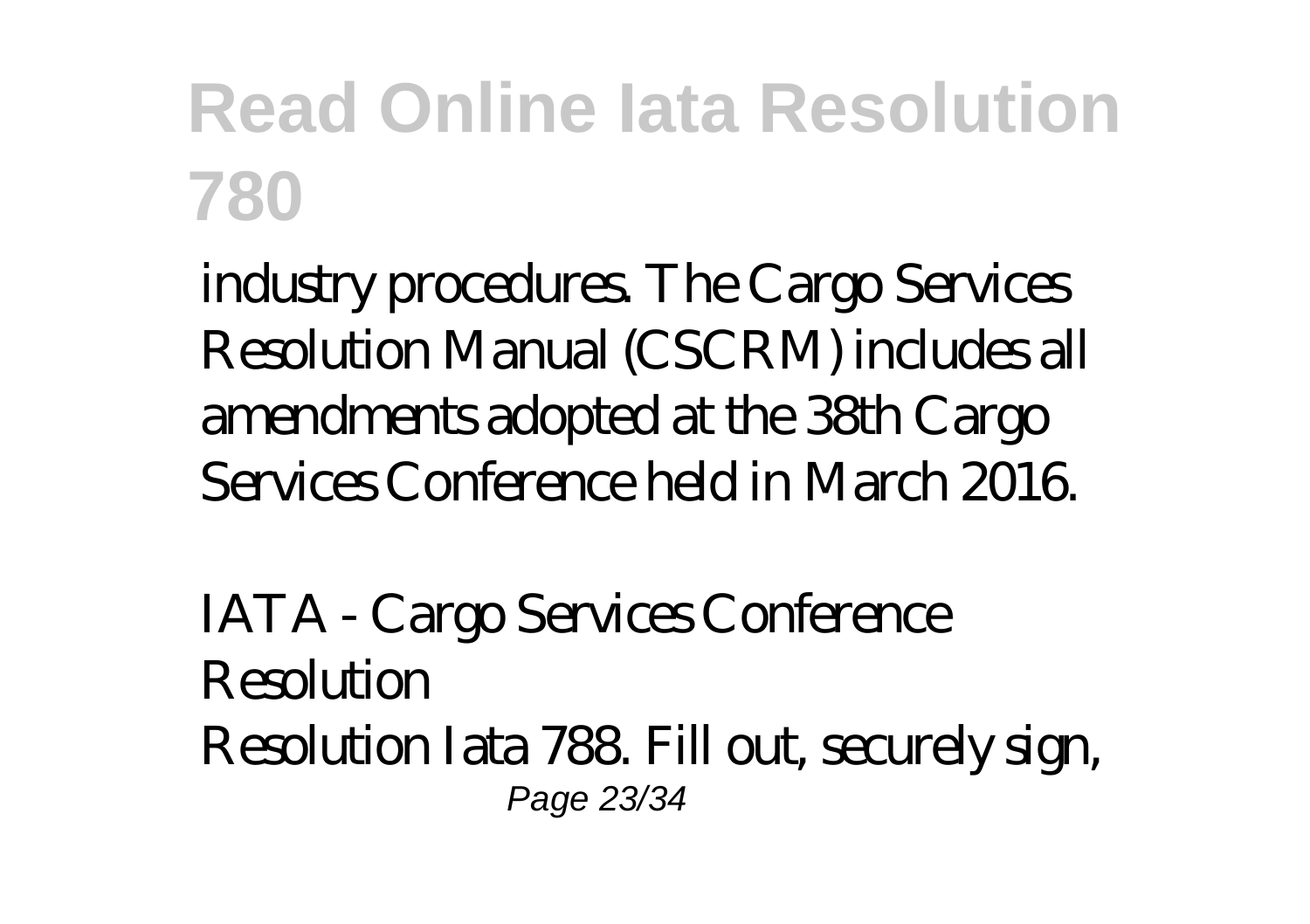industry procedures. The Cargo Services Resolution Manual (CSCRM) includes all amendments adopted at the 38th Cargo Services Conference held in March 2016.

*IATA - Cargo Services Conference Resolution*

Resolution Iata 788. Fill out, securely sign,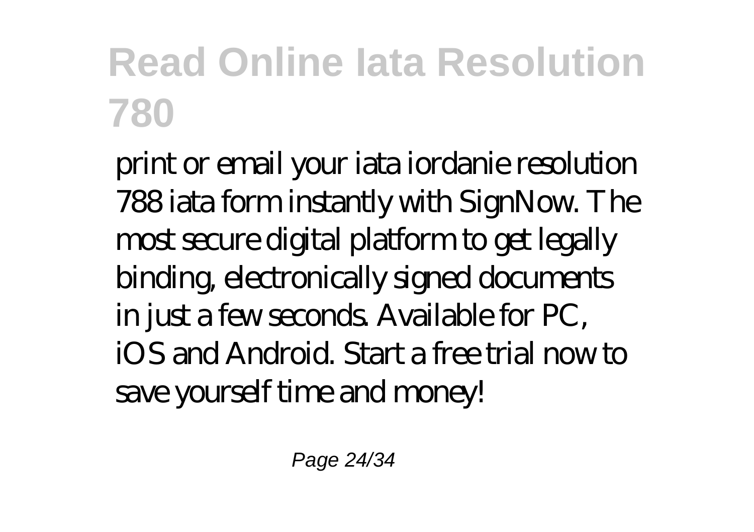print or email your iata iordanie resolution 788 iata form instantly with SignNow. The most secure digital platform to get legally binding, electronically signed documents in just a few seconds. Available for PC, iOS and Android. Start a free trial now to save yourself time and money!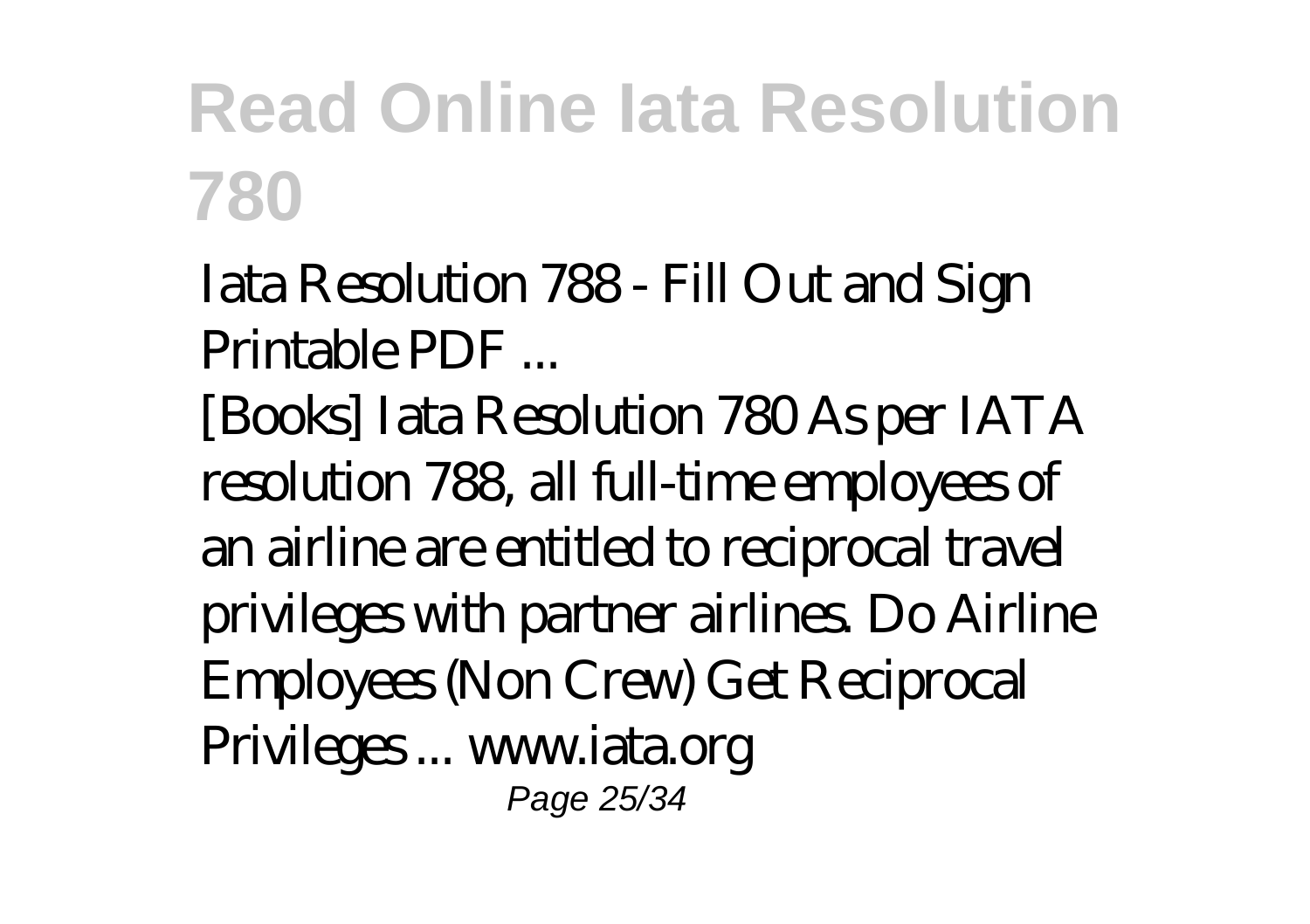Iata Resolution 788 - Fill Out and Sign Printable PDF ...

[Books] Iata Resolution 780 As per IATA resolution 788, all full-time employees of an airline are entitled to reciprocal travel privileges with partner airlines. Do Airline Employees (Non Crew) Get Reciprocal Privileges ... www.iata.org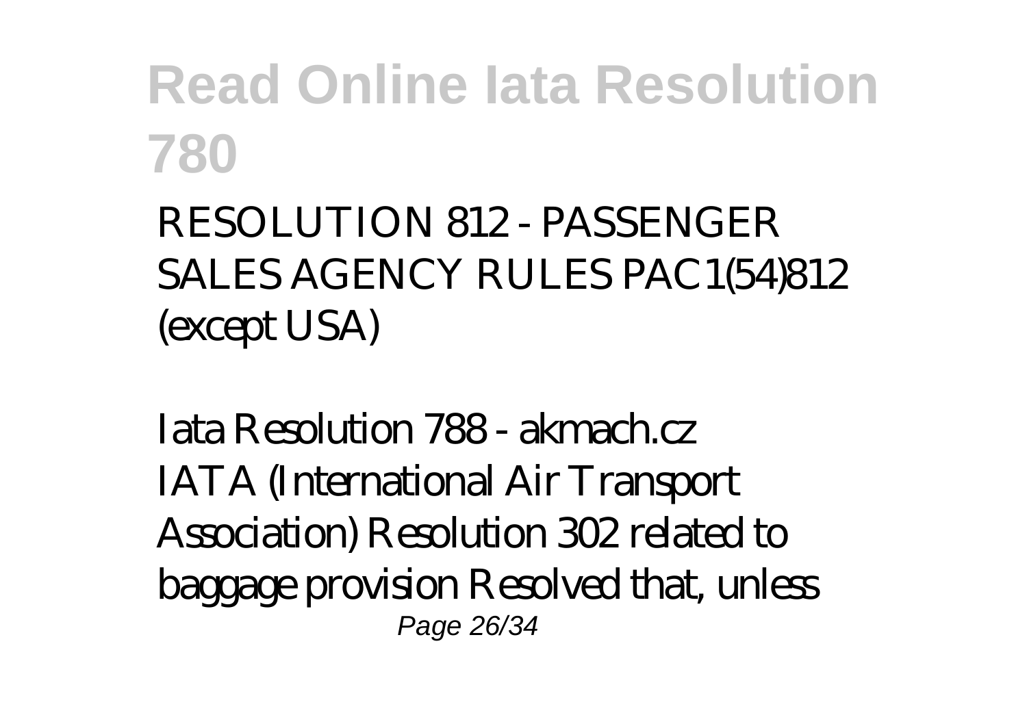RESOLUTION 812 - PASSENGER SALES AGENCY RULES PAC1(54)812 (except USA)

*Iata Resolution 788 - akmach.cz*

IATA (International Air Transport Association) Resolution 302 related to baggage provision Resolved that, unless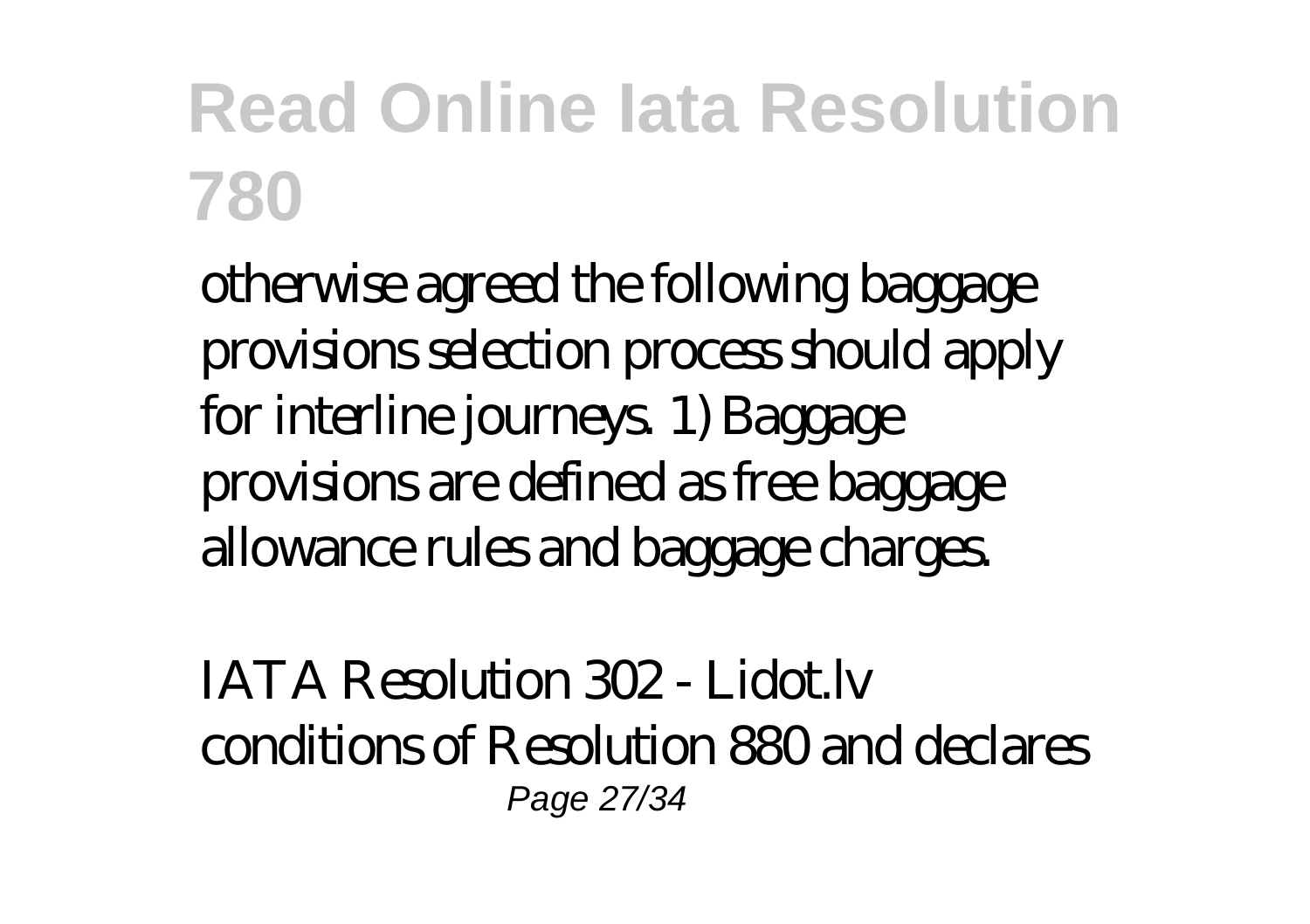otherwise agreed the following baggage provisions selection process should apply for interline journeys. 1) Baggage provisions are defined as free baggage allowance rules and baggage charges.

*IATA Resolution 302 - Lidot.lv*

conditions of Resolution 880 and declares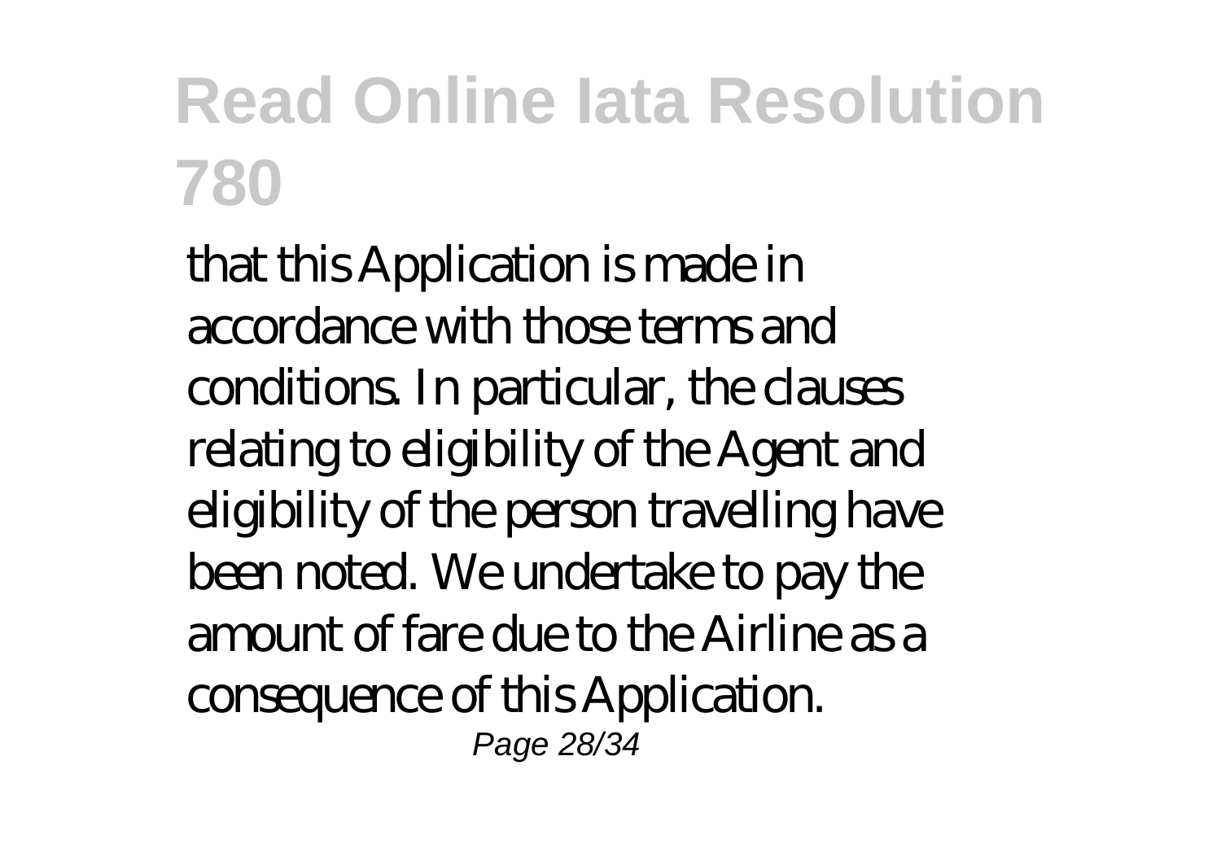that this Application is made in accordance with those terms and conditions. In particular, the clauses relating to eligibility of the Agent and eligibility of the person travelling have been noted. We undertake to pay the amount of fare due to the Airline as a consequence of this Application.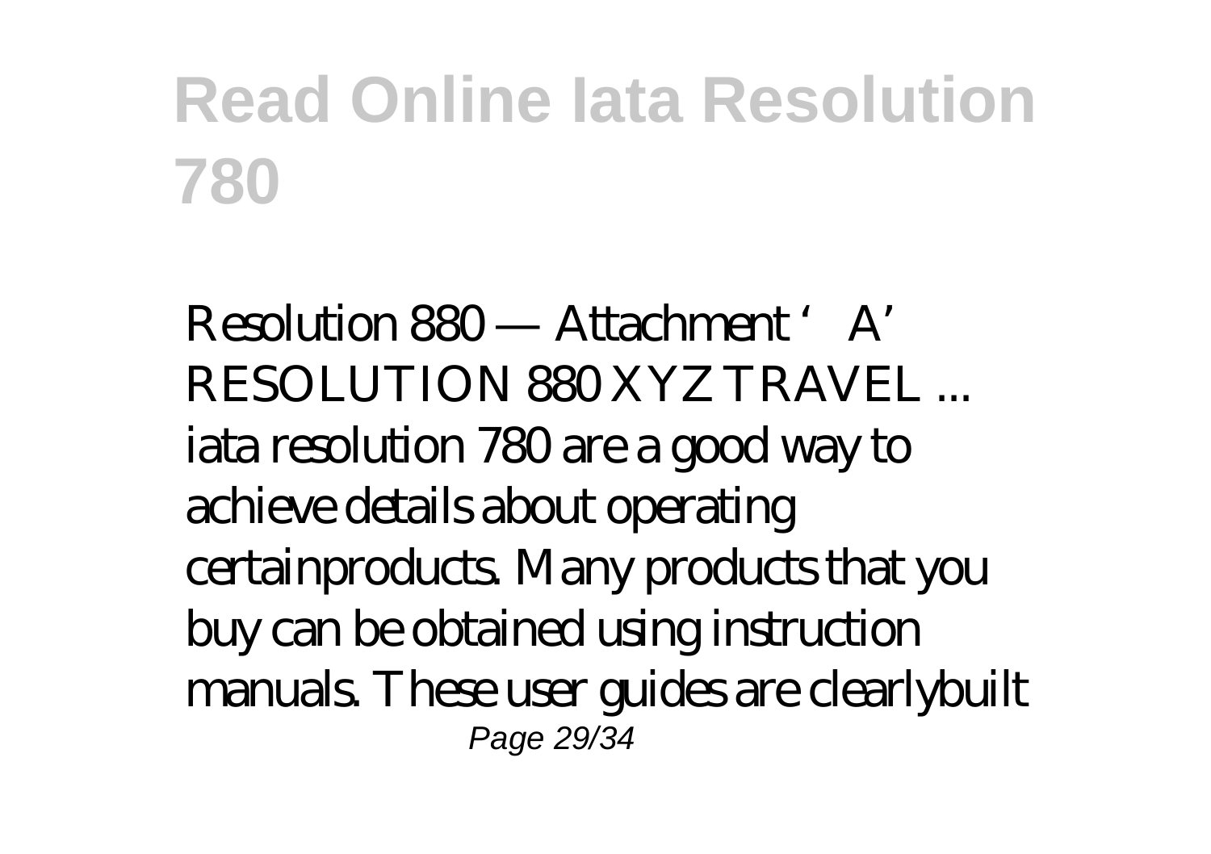Resolution 880 — Attachment 'A' RESOLUTION 880 XYZ TRAVEL ...

iata resolution 780 are a good way to achieve details about operating certainproducts. Many products that you buy can be obtained using instruction manuals. These user guides are clearlybuilt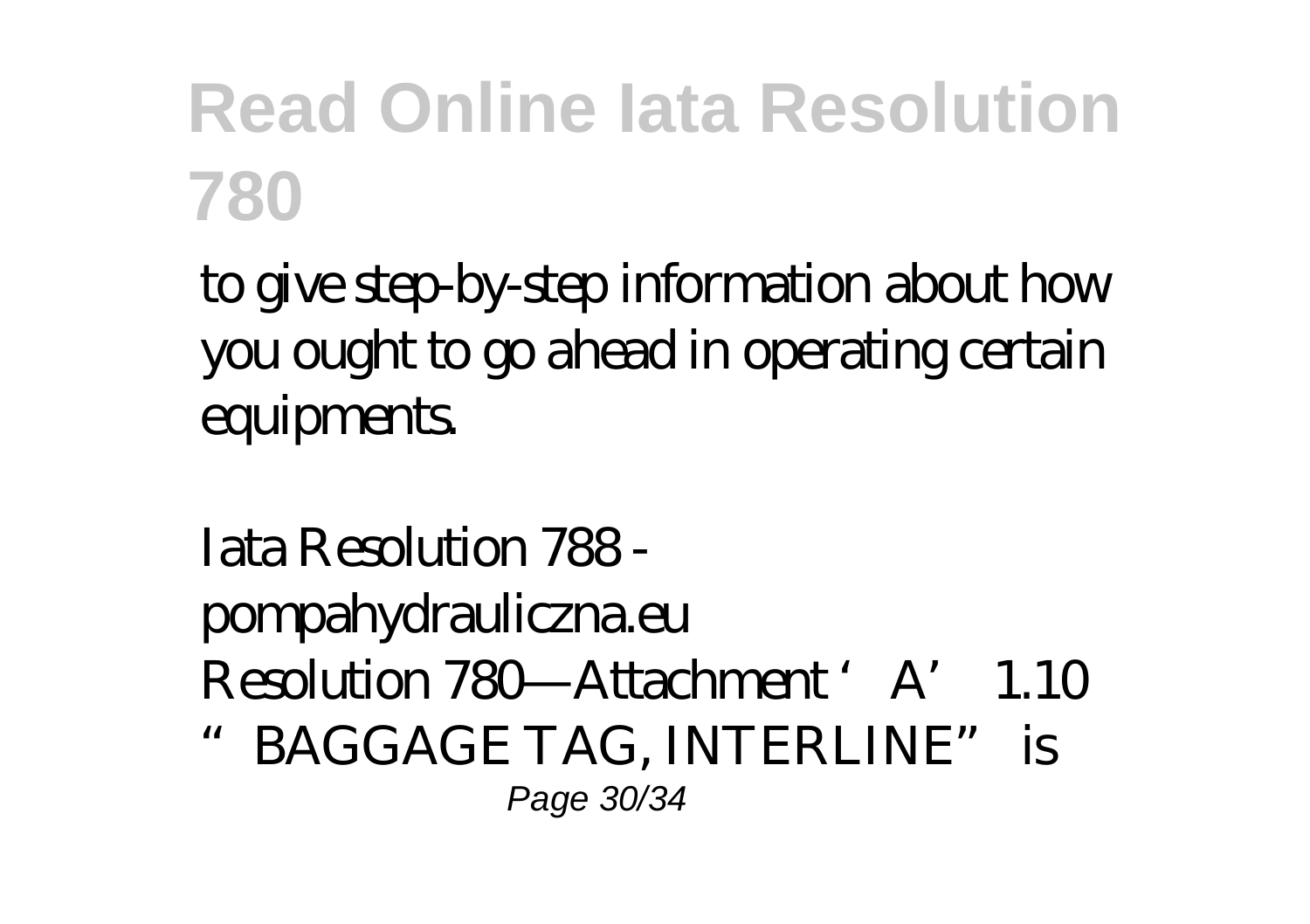to give step-by-step information about how you ought to go ahead in operating certain equipments.

*Iata Resolution 788 - pompahydrauliczna.eu*

Resolution 780—Attachment 'A' 1.10 "BAGGAGE TAG, INTERLINE" is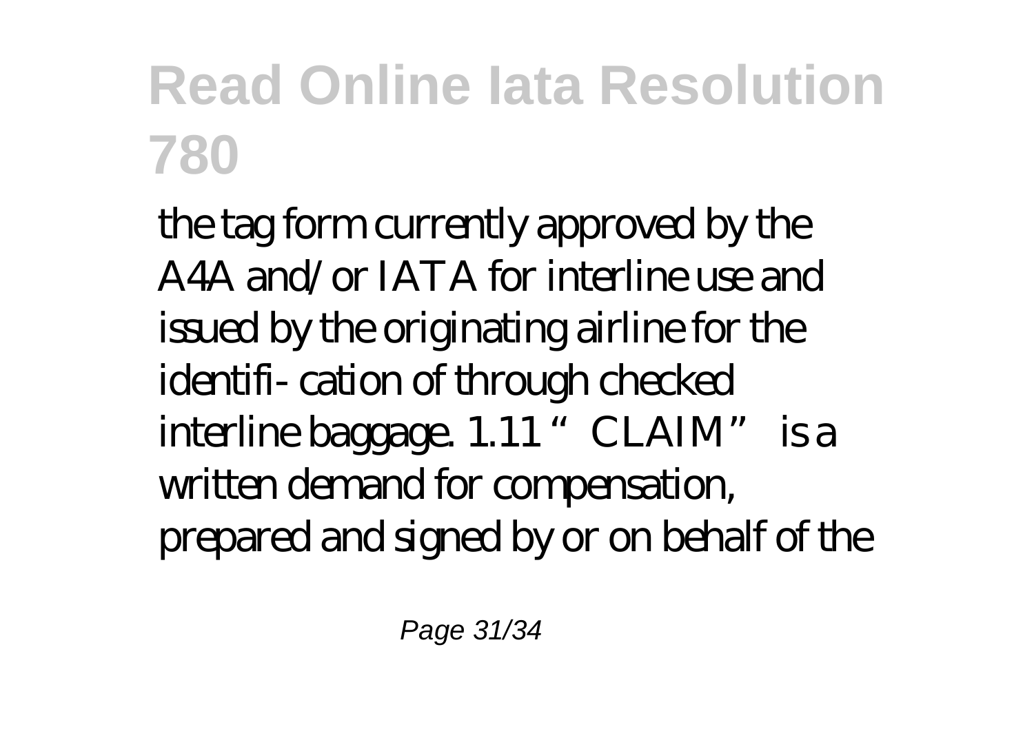# Read Online Iata Resolution 780

the tag form currently approved by the A4A and/or IATA for interline use and issued by the originating airline for the identifi- cation of through checked interline baggage. 1.11 "CLAIM" is a written demand for compensation, prepared and signed by or on behalf of the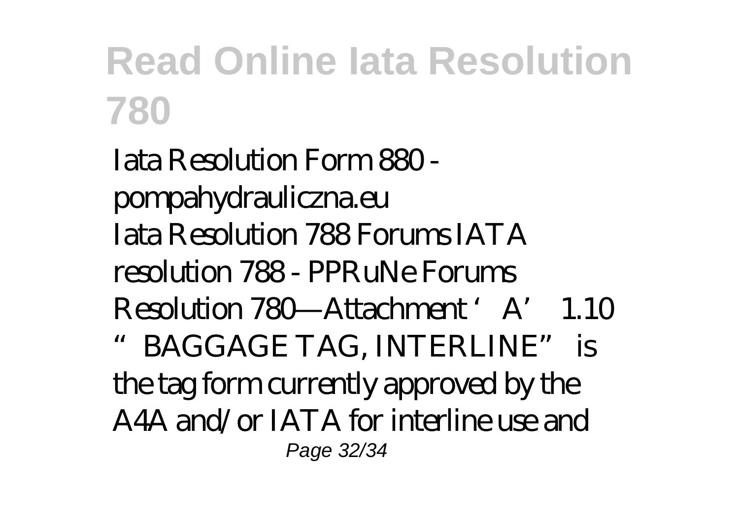# Read Online Iata Resolution 780

Iata Resolution Form 880 - pompahydrauliczna.eu

Iata Resolution 788 Forums IATA resolution 788 - PPRuNe Forums Resolution 780—Attachment ‘A’ 1.10 “BAGGAGE TAG, INTERLINE” is the tag form currently approved by the A4A and/or IATA for interline use and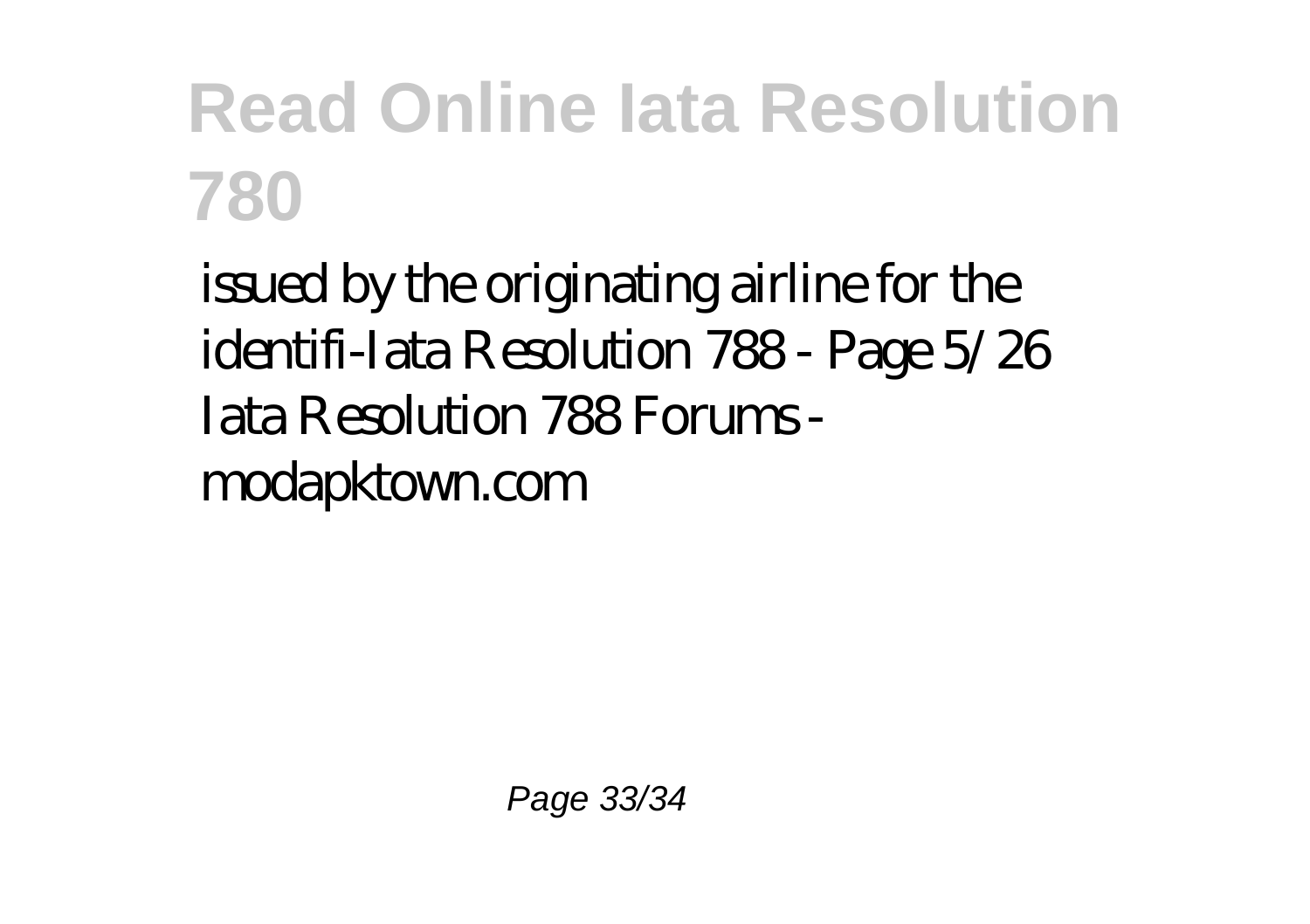issued by the originating airline for the identifi-Iata Resolution 788 - Page 5/26 Iata Resolution 788 Forums - modapktown.com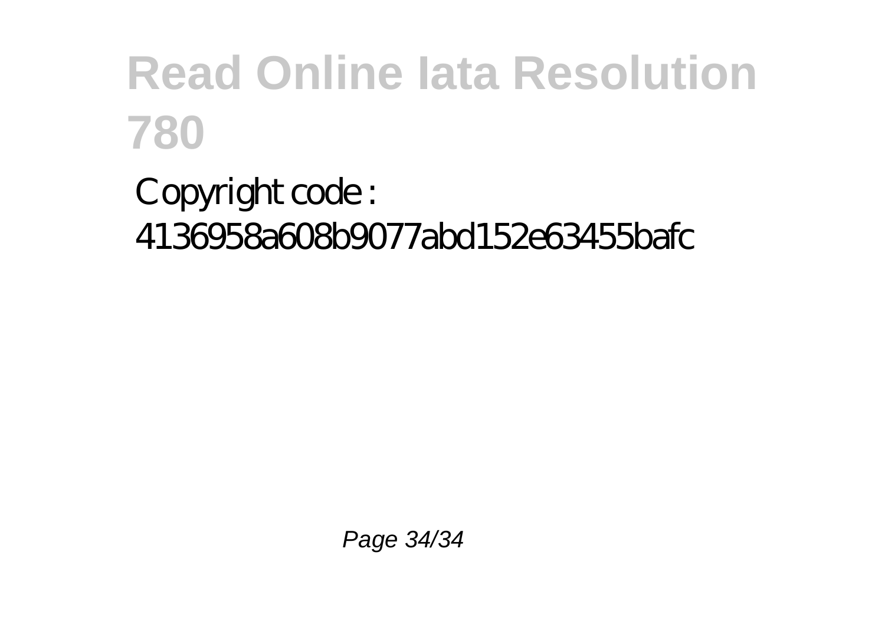Copyright code : 4136958a608b9077abd152e63455bafc